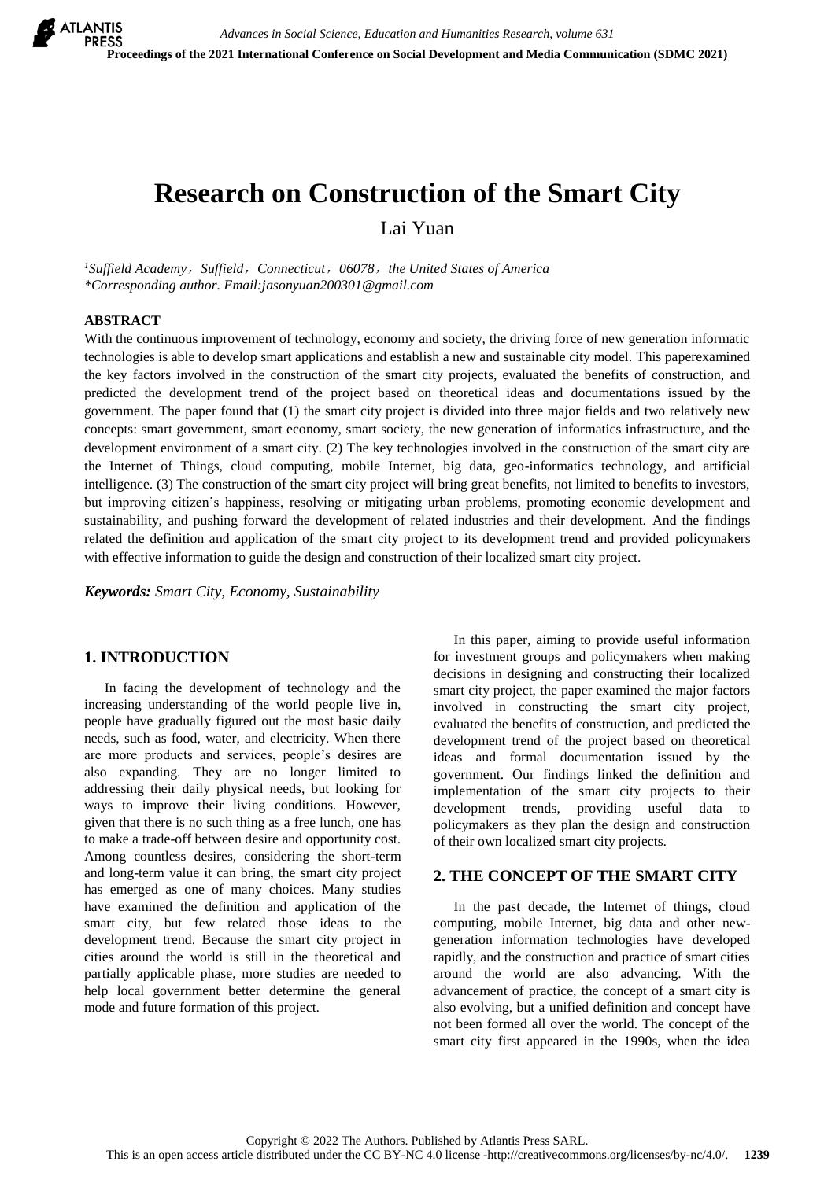# Research on Construction of the Smart City

Lai Yuan

[1]Suffield Academy，Suffield，Connecticut，06078，the United States of America
*Corresponding author. Email:jasonyuan200301@gmail.com

## ABSTRACT

With the continuous improvement of technology, economy and society, the driving force of new generation informatic technologies is able to develop smart applications and establish a new and sustainable city model. This paperexamined the key factors involved in the construction of the smart city projects, evaluated the benefits of construction, and predicted the development trend of the project based on theoretical ideas and documentations issued by the government. The paper found that (1) the smart city project is divided into three major fields and two relatively new concepts: smart government, smart economy, smart society, the new generation of informatics infrastructure, and the development environment of a smart city. (2) The key technologies involved in the construction of the smart city are the Internet of Things, cloud computing, mobile Internet, big data, geo-informatics technology, and artificial intelligence. (3) The construction of the smart city project will bring great benefits, not limited to benefits to investors, but improving citizen's happiness, resolving or mitigating urban problems, promoting economic development and sustainability, and pushing forward the development of related industries and their development. And the findings related the definition and application of the smart city project to its development trend and provided policymakers with effective information to guide the design and construction of their localized smart city project.

***Keywords:*** *Smart City, Economy, Sustainability*

## 1. INTRODUCTION

In facing the development of technology and the increasing understanding of the world people live in, people have gradually figured out the most basic daily needs, such as food, water, and electricity. When there are more products and services, people's desires are also expanding. They are no longer limited to addressing their daily physical needs, but looking for ways to improve their living conditions. However, given that there is no such thing as a free lunch, one has to make a trade-off between desire and opportunity cost. Among countless desires, considering the short-term and long-term value it can bring, the smart city project has emerged as one of many choices. Many studies have examined the definition and application of the smart city, but few related those ideas to the development trend. Because the smart city project in cities around the world is still in the theoretical and partially applicable phase, more studies are needed to help local government better determine the general mode and future formation of this project.

In this paper, aiming to provide useful information for investment groups and policymakers when making decisions in designing and constructing their localized smart city project, the paper examined the major factors involved in constructing the smart city project, evaluated the benefits of construction, and predicted the development trend of the project based on theoretical ideas and formal documentation issued by the government. Our findings linked the definition and implementation of the smart city projects to their development trends, providing useful data to policymakers as they plan the design and construction of their own localized smart city projects.

## 2. THE CONCEPT OF THE SMART CITY

In the past decade, the Internet of things, cloud computing, mobile Internet, big data and other new-generation information technologies have developed rapidly, and the construction and practice of smart cities around the world are also advancing. With the advancement of practice, the concept of a smart city is also evolving, but a unified definition and concept have not been formed all over the world. The concept of the smart city first appeared in the 1990s, when the idea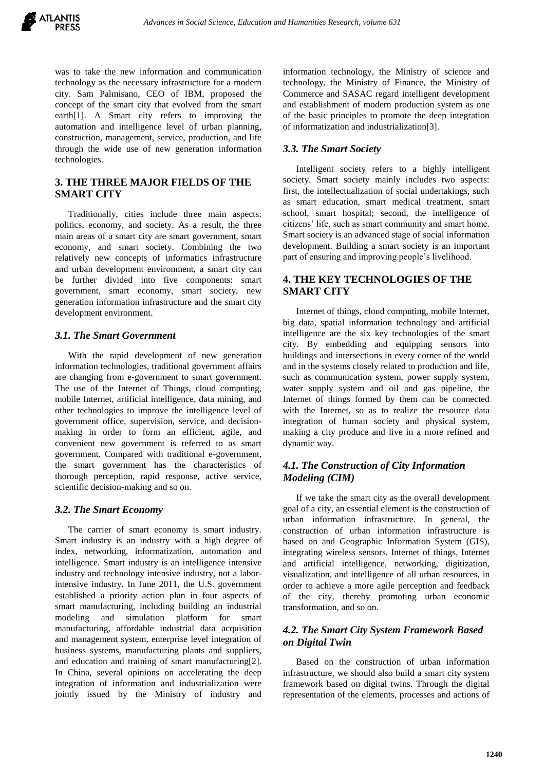was to take the new information and communication technology as the necessary infrastructure for a modern city. Sam Palmisano, CEO of IBM, proposed the concept of the smart city that evolved from the smart earth[1]. A Smart city refers to improving the automation and intelligence level of urban planning, construction, management, service, production, and life through the wide use of new generation information technologies.

## 3. THE THREE MAJOR FIELDS OF THE SMART CITY

Traditionally, cities include three main aspects: politics, economy, and society. As a result, the three main areas of a smart city are smart government, smart economy, and smart society. Combining the two relatively new concepts of informatics infrastructure and urban development environment, a smart city can be further divided into five components: smart government, smart economy, smart society, new generation information infrastructure and the smart city development environment.

### *3.1. The Smart Government*

With the rapid development of new generation information technologies, traditional government affairs are changing from e-government to smart government. The use of the Internet of Things, cloud computing, mobile Internet, artificial intelligence, data mining, and other technologies to improve the intelligence level of government office, supervision, service, and decision-making in order to form an efficient, agile, and convenient new government is referred to as smart government. Compared with traditional e-government, the smart government has the characteristics of thorough perception, rapid response, active service, scientific decision-making and so on.

### *3.2. The Smart Economy*

The carrier of smart economy is smart industry. Smart industry is an industry with a high degree of index, networking, informatization, automation and intelligence. Smart industry is an intelligence intensive industry and technology intensive industry, not a labor-intensive industry. In June 2011, the U.S. government established a priority action plan in four aspects of smart manufacturing, including building an industrial modeling and simulation platform for smart manufacturing, affordable industrial data acquisition and management system, enterprise level integration of business systems, manufacturing plants and suppliers, and education and training of smart manufacturing[2]. In China, several opinions on accelerating the deep integration of information and industrialization were jointly issued by the Ministry of industry and information technology, the Ministry of science and technology, the Ministry of Finance, the Ministry of Commerce and SASAC regard intelligent development and establishment of modern production system as one of the basic principles to promote the deep integration of informatization and industrialization[3].

### *3.3. The Smart Society*

Intelligent society refers to a highly intelligent society. Smart society mainly includes two aspects: first, the intellectualization of social undertakings, such as smart education, smart medical treatment, smart school, smart hospital; second, the intelligence of citizens' life, such as smart community and smart home. Smart society is an advanced stage of social information development. Building a smart society is an important part of ensuring and improving people's livelihood.

## 4. THE KEY TECHNOLOGIES OF THE SMART CITY

Internet of things, cloud computing, mobile Internet, big data, spatial information technology and artificial intelligence are the six key technologies of the smart city. By embedding and equipping sensors into buildings and intersections in every corner of the world and in the systems closely related to production and life, such as communication system, power supply system, water supply system and oil and gas pipeline, the Internet of things formed by them can be connected with the Internet, so as to realize the resource data integration of human society and physical system, making a city produce and live in a more refined and dynamic way.

### *4.1. The Construction of City Information Modeling (CIM)*

If we take the smart city as the overall development goal of a city, an essential element is the construction of urban information infrastructure. In general, the construction of urban information infrastructure is based on and Geographic Information System (GIS), integrating wireless sensors, Internet of things, Internet and artificial intelligence, networking, digitization, visualization, and intelligence of all urban resources, in order to achieve a more agile perception and feedback of the city, thereby promoting urban economic transformation, and so on.

### *4.2. The Smart City System Framework Based on Digital Twin*

Based on the construction of urban information infrastructure, we should also build a smart city system framework based on digital twins. Through the digital representation of the elements, processes and actions of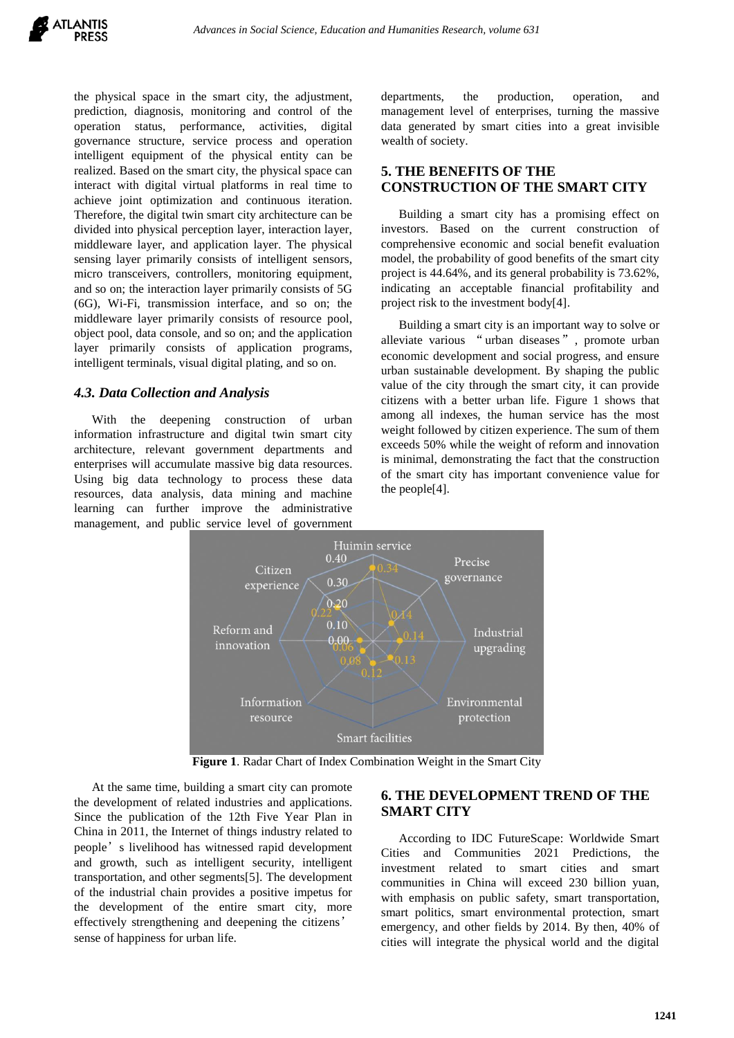the physical space in the smart city, the adjustment, prediction, diagnosis, monitoring and control of the operation status, performance, activities, digital governance structure, service process and operation intelligent equipment of the physical entity can be realized. Based on the smart city, the physical space can interact with digital virtual platforms in real time to achieve joint optimization and continuous iteration. Therefore, the digital twin smart city architecture can be divided into physical perception layer, interaction layer, middleware layer, and application layer. The physical sensing layer primarily consists of intelligent sensors, micro transceivers, controllers, monitoring equipment, and so on; the interaction layer primarily consists of 5G (6G), Wi-Fi, transmission interface, and so on; the middleware layer primarily consists of resource pool, object pool, data console, and so on; and the application layer primarily consists of application programs, intelligent terminals, visual digital plating, and so on.

### *4.3. Data Collection and Analysis*

With the deepening construction of urban information infrastructure and digital twin smart city architecture, relevant government departments and enterprises will accumulate massive big data resources. Using big data technology to process these data resources, data analysis, data mining and machine learning can further improve the administrative management, and public service level of government departments, the production, operation, and management level of enterprises, turning the massive data generated by smart cities into a great invisible wealth of society.

## 5. THE BENEFITS OF THE CONSTRUCTION OF THE SMART CITY

Building a smart city has a promising effect on investors. Based on the current construction of comprehensive economic and social benefit evaluation model, the probability of good benefits of the smart city project is 44.64%, and its general probability is 73.62%, indicating an acceptable financial profitability and project risk to the investment body[4].

Building a smart city is an important way to solve or alleviate various "urban diseases", promote urban economic development and social progress, and ensure urban sustainable development. By shaping the public value of the city through the smart city, it can provide citizens with a better urban life. Figure 1 shows that among all indexes, the human service has the most weight followed by citizen experience. The sum of them exceeds 50% while the weight of reform and innovation is minimal, demonstrating the fact that the construction of the smart city has important convenience value for the people[4].

**Figure 1**. Radar Chart of Index Combination Weight in the Smart City

At the same time, building a smart city can promote the development of related industries and applications. Since the publication of the 12th Five Year Plan in China in 2011, the Internet of things industry related to people's livelihood has witnessed rapid development and growth, such as intelligent security, intelligent transportation, and other segments[5]. The development of the industrial chain provides a positive impetus for the development of the entire smart city, more effectively strengthening and deepening the citizens' sense of happiness for urban life.

## 6. THE DEVELOPMENT TREND OF THE SMART CITY

According to IDC FutureScape: Worldwide Smart Cities and Communities 2021 Predictions, the investment related to smart cities and smart communities in China will exceed 230 billion yuan, with emphasis on public safety, smart transportation, smart politics, smart environmental protection, smart emergency, and other fields by 2014. By then, 40% of cities will integrate the physical world and the digital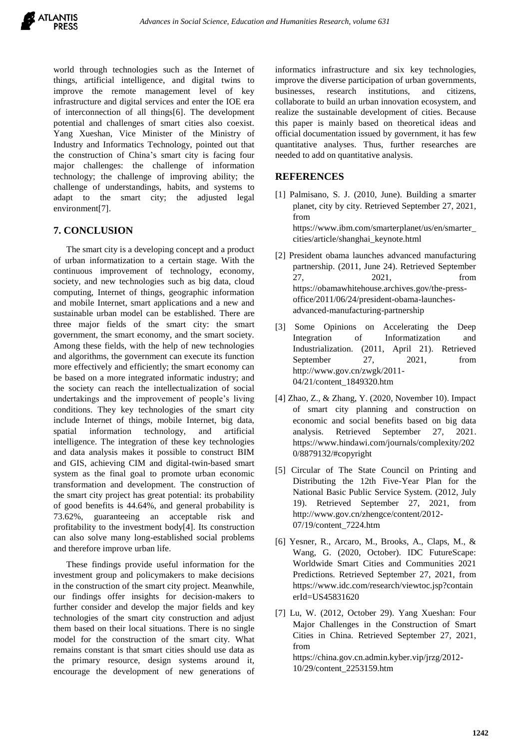world through technologies such as the Internet of things, artificial intelligence, and digital twins to improve the remote management level of key infrastructure and digital services and enter the IOE era of interconnection of all things[6]. The development potential and challenges of smart cities also coexist. Yang Xueshan, Vice Minister of the Ministry of Industry and Informatics Technology, pointed out that the construction of China's smart city is facing four major challenges: the challenge of information technology; the challenge of improving ability; the challenge of understandings, habits, and systems to adapt to the smart city; the adjusted legal environment[7].

## 7. CONCLUSION

The smart city is a developing concept and a product of urban informatization to a certain stage. With the continuous improvement of technology, economy, society, and new technologies such as big data, cloud computing, Internet of things, geographic information and mobile Internet, smart applications and a new and sustainable urban model can be established. There are three major fields of the smart city: the smart government, the smart economy, and the smart society. Among these fields, with the help of new technologies and algorithms, the government can execute its function more effectively and efficiently; the smart economy can be based on a more integrated informatic industry; and the society can reach the intellectualization of social undertakings and the improvement of people's living conditions. They key technologies of the smart city include Internet of things, mobile Internet, big data, spatial information technology, and artificial intelligence. The integration of these key technologies and data analysis makes it possible to construct BIM and GIS, achieving CIM and digital-twin-based smart system as the final goal to promote urban economic transformation and development. The construction of the smart city project has great potential: its probability of good benefits is 44.64%, and general probability is 73.62%, guaranteeing an acceptable risk and profitability to the investment body[4]. Its construction can also solve many long-established social problems and therefore improve urban life.

These findings provide useful information for the investment group and policymakers to make decisions in the construction of the smart city project. Meanwhile, our findings offer insights for decision-makers to further consider and develop the major fields and key technologies of the smart city construction and adjust them based on their local situations. There is no single model for the construction of the smart city. What remains constant is that smart cities should use data as the primary resource, design systems around it, encourage the development of new generations of informatics infrastructure and six key technologies, improve the diverse participation of urban governments, businesses, research institutions, and citizens, collaborate to build an urban innovation ecosystem, and realize the sustainable development of cities. Because this paper is mainly based on theoretical ideas and official documentation issued by government, it has few quantitative analyses. Thus, further researches are needed to add on quantitative analysis.

## REFERENCES

[1] Palmisano, S. J. (2010, June). Building a smarter planet, city by city. Retrieved September 27, 2021, from https://www.ibm.com/smarterplanet/us/en/smarter_cities/article/shanghai_keynote.html

[2] President obama launches advanced manufacturing partnership. (2011, June 24). Retrieved September 27, 2021, from https://obamawhitehouse.archives.gov/the-press-office/2011/06/24/president-obama-launches-advanced-manufacturing-partnership

[3] Some Opinions on Accelerating the Deep Integration of Informatization and Industrialization. (2011, April 21). Retrieved September 27, 2021, from http://www.gov.cn/zwgk/2011-04/21/content_1849320.htm

[4] Zhao, Z., & Zhang, Y. (2020, November 10). Impact of smart city planning and construction on economic and social benefits based on big data analysis. Retrieved September 27, 2021. https://www.hindawi.com/journals/complexity/2020/8879132/#copyright

[5] Circular of The State Council on Printing and Distributing the 12th Five-Year Plan for the National Basic Public Service System. (2012, July 19). Retrieved September 27, 2021, from http://www.gov.cn/zhengce/content/2012-07/19/content_7224.htm

[6] Yesner, R., Arcaro, M., Brooks, A., Claps, M., & Wang, G. (2020, October). IDC FutureScape: Worldwide Smart Cities and Communities 2021 Predictions. Retrieved September 27, 2021, from https://www.idc.com/research/viewtoc.jsp?containerId=US45831620

[7] Lu, W. (2012, October 29). Yang Xueshan: Four Major Challenges in the Construction of Smart Cities in China. Retrieved September 27, 2021, from https://china.gov.cn.admin.kyber.vip/jrzg/2012-10/29/content_2253159.htm